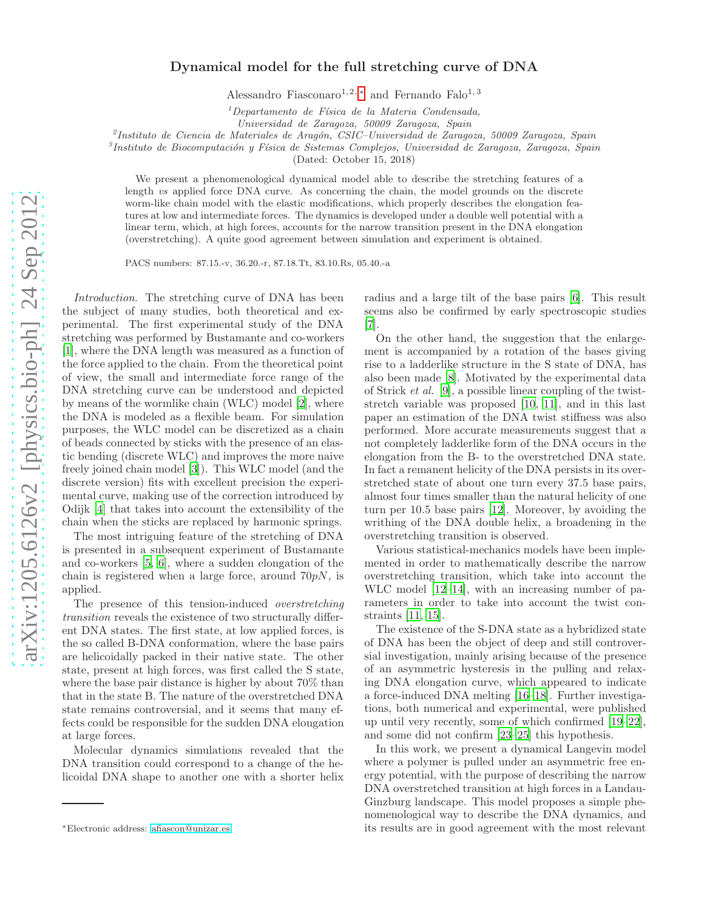# Dynamical model for the full stretching curve of DNA

Alessandro Fiasconaro[1,2,*] and Fernando Falo[1,3]

[1] *Departamento de Física de la Materia Condensada, Universidad de Zaragoza, 50009 Zaragoza, Spain*

[2] *Instituto de Ciencia de Materiales de Aragón, CSIC–Universidad de Zaragoza, 50009 Zaragoza, Spain*

[3] *Instituto de Biocomputación y Física de Sistemas Complejos, Universidad de Zaragoza, Zaragoza, Spain*

(Dated: October 15, 2018)

We present a phenomenological dynamical model able to describe the stretching features of a length *vs* applied force DNA curve. As concerning the chain, the model grounds on the discrete worm-like chain model with the elastic modifications, which properly describes the elongation features at low and intermediate forces. The dynamics is developed under a double well potential with a linear term, which, at high forces, accounts for the narrow transition present in the DNA elongation (overstretching). A quite good agreement between simulation and experiment is obtained.

PACS numbers: 87.15.-v, 36.20.-r, 87.18.Tt, 83.10.Rs, 05.40.-a

*Introduction.* The stretching curve of DNA has been the subject of many studies, both theoretical and experimental. The first experimental study of the DNA stretching was performed by Bustamante and co-workers [1], where the DNA length was measured as a function of the force applied to the chain. From the theoretical point of view, the small and intermediate force range of the DNA stretching curve can be understood and depicted by means of the wormlike chain (WLC) model [2], where the DNA is modeled as a flexible beam. For simulation purposes, the WLC model can be discretized as a chain of beads connected by sticks with the presence of an elastic bending (discrete WLC) and improves the more naive freely joined chain model [3]). This WLC model (and the discrete version) fits with excellent precision the experimental curve, making use of the correction introduced by Odijk [4] that takes into account the extensibility of the chain when the sticks are replaced by harmonic springs.

The most intriguing feature of the stretching of DNA is presented in a subsequent experiment of Bustamante and co-workers [5, 6], where a sudden elongation of the chain is registered when a large force, around $70pN$, is applied.

The presence of this tension-induced *overstretching transition* reveals the existence of two structurally different DNA states. The first state, at low applied forces, is the so called B-DNA conformation, where the base pairs are helicoidally packed in their native state. The other state, present at high forces, was first called the S state, where the base pair distance is higher by about 70% than that in the state B. The nature of the overstretched DNA state remains controversial, and it seems that many effects could be responsible for the sudden DNA elongation at large forces.

Molecular dynamics simulations revealed that the DNA transition could correspond to a change of the helicoidal DNA shape to another one with a shorter helix radius and a large tilt of the base pairs [6]. This result seems also be confirmed by early spectroscopic studies [7].

On the other hand, the suggestion that the enlargement is accompanied by a rotation of the bases giving rise to a ladderlike structure in the S state of DNA, has also been made [8]. Motivated by the experimental data of Strick *et al.* [9], a possible linear coupling of the twist-stretch variable was proposed [10, 11], and in this last paper an estimation of the DNA twist stiffness was also performed. More accurate measurements suggest that a not completely ladderlike form of the DNA occurs in the elongation from the B- to the overstretched DNA state. In fact a remanent helicity of the DNA persists in its overstretched state of about one turn every 37.5 base pairs, almost four times smaller than the natural helicity of one turn per 10.5 base pairs [12]. Moreover, by avoiding the writhing of the DNA double helix, a broadening in the overstretching transition is observed.

Various statistical-mechanics models have been implemented in order to mathematically describe the narrow overstretching transition, which take into account the WLC model [12–14], with an increasing number of parameters in order to take into account the twist constraints [11, 15].

The existence of the S-DNA state as a hybridized state of DNA has been the object of deep and still controversial investigation, mainly arising because of the presence of an asymmetric hysteresis in the pulling and relaxing DNA elongation curve, which appeared to indicate a force-induced DNA melting [16–18]. Further investigations, both numerical and experimental, were published up until very recently, some of which confirmed [19–22], and some did not confirm [23–25] this hypothesis.

In this work, we present a dynamical Langevin model where a polymer is pulled under an asymmetric free energy potential, with the purpose of describing the narrow DNA overstretched transition at high forces in a Landau-Ginzburg landscape. This model proposes a simple phenomenological way to describe the DNA dynamics, and its results are in good agreement with the most relevant

*Electronic address: afiascon@unizar.es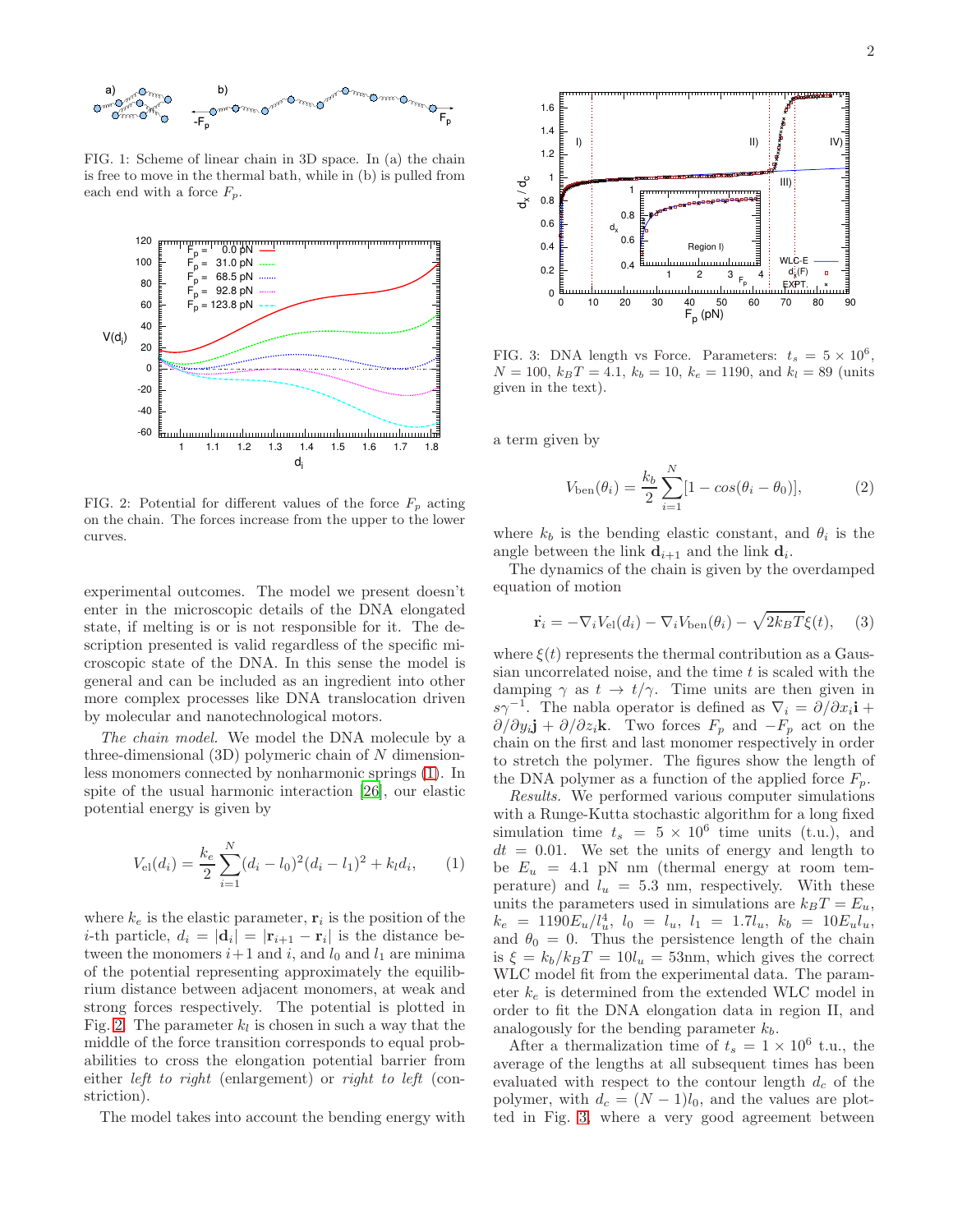FIG. 1: Scheme of linear chain in 3D space. In (a) the chain is free to move in the thermal bath, while in (b) is pulled from each end with a force $F_p$.

FIG. 2: Potential for different values of the force $F_p$ acting on the chain. The forces increase from the upper to the lower curves.

experimental outcomes. The model we present doesn't enter in the microscopic details of the DNA elongated state, if melting is or is not responsible for it. The description presented is valid regardless of the specific microscopic state of the DNA. In this sense the model is general and can be included as an ingredient into other more complex processes like DNA translocation driven by molecular and nanotechnological motors.

*The chain model.* We model the DNA molecule by a three-dimensional (3D) polymeric chain of $N$ dimensionless monomers connected by nonharmonic springs (1). In spite of the usual harmonic interaction [26], our elastic potential energy is given by

$$V_{\rm el}(d_i) = \frac{k_e}{2}\sum_{i=1}^{N}(d_i - l_0)^2(d_i - l_1)^2 + k_l d_i, \qquad (1)$$

where $k_e$ is the elastic parameter, $\mathbf{r}_i$ is the position of the $i$-th particle, $d_i = |\mathbf{d}_i| = |\mathbf{r}_{i+1} - \mathbf{r}_i|$ is the distance between the monomers $i+1$ and $i$, and $l_0$ and $l_1$ are minima of the potential representing approximately the equilibrium distance between adjacent monomers, at weak and strong forces respectively. The potential is plotted in Fig. 2. The parameter $k_l$ is chosen in such a way that the middle of the force transition corresponds to equal probabilities to cross the elongation potential barrier from either *left to right* (enlargement) or *right to left* (constriction).

The model takes into account the bending energy with a term given by

$$V_{\rm ben}(\theta_i) = \frac{k_b}{2}\sum_{i=1}^{N}[1 - cos(\theta_i - \theta_0)], \qquad (2)$$

where $k_b$ is the bending elastic constant, and $\theta_i$ is the angle between the link $\mathbf{d}_{i+1}$ and the link $\mathbf{d}_i$.

The dynamics of the chain is given by the overdamped equation of motion

$$\dot{\mathbf{r}_i} = -\nabla_i V_{\rm el}(d_i) - \nabla_i V_{\rm ben}(\theta_i) - \sqrt{2k_BT}\xi(t), \qquad (3)$$

where $\xi(t)$ represents the thermal contribution as a Gaussian uncorrelated noise, and the time $t$ is scaled with the damping $\gamma$ as $t \to t/\gamma$. Time units are then given in $s\gamma^{-1}$. The nabla operator is defined as $\nabla_i = \partial/\partial x_i \mathbf{i} + \partial/\partial y_i \mathbf{j} + \partial/\partial z_i \mathbf{k}$. Two forces $F_p$ and $-F_p$ act on the chain on the first and last monomer respectively in order to stretch the polymer. The figures show the length of the DNA polymer as a function of the applied force $F_p$.

FIG. 3: DNA length vs Force. Parameters: $t_s = 5\times10^6$, $N = 100$, $k_BT = 4.1$, $k_b = 10$, $k_e = 1190$, and $k_l = 89$ (units given in the text).

*Results.* We performed various computer simulations with a Runge-Kutta stochastic algorithm for a long fixed simulation time $t_s = 5\times10^6$ time units (t.u.), and $dt = 0.01$. We set the units of energy and length to be $E_u = 4.1$ pN nm (thermal energy at room temperature) and $l_u = 5.3$ nm, respectively. With these units the parameters used in simulations are $k_BT = E_u$, $k_e = 1190 E_u/l_u^4$, $l_0 = l_u$, $l_1 = 1.7 l_u$, $k_b = 10 E_u l_u$, and $\theta_0 = 0$. Thus the persistence length of the chain is $\xi = k_b/k_BT = 10 l_u = 53$nm, which gives the correct WLC model fit from the experimental data. The parameter $k_e$ is determined from the extended WLC model in order to fit the DNA elongation data in region II, and analogously for the bending parameter $k_b$.

After a thermalization time of $t_s = 1\times10^6$ t.u., the average of the lengths at all subsequent times has been evaluated with respect to the contour length $d_c$ of the polymer, with $d_c = (N-1)l_0$, and the values are plotted in Fig. 3, where a very good agreement between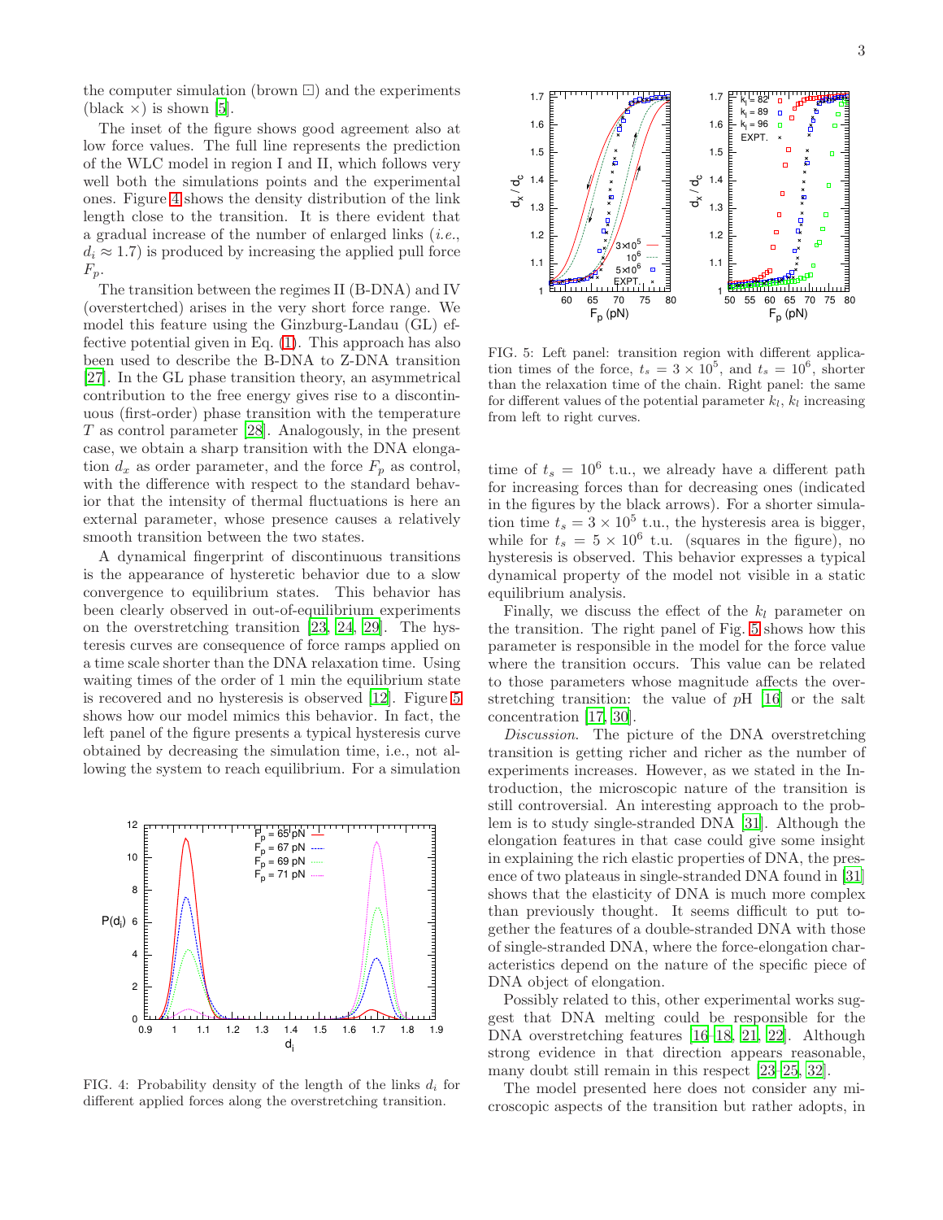the computer simulation (brown ⊡) and the experiments (black ×) is shown [5].

The inset of the figure shows good agreement also at low force values. The full line represents the prediction of the WLC model in region I and II, which follows very well both the simulations points and the experimental ones. Figure 4 shows the density distribution of the link length close to the transition. It is there evident that a gradual increase of the number of enlarged links (*i.e.*, $d_i \approx 1.7$) is produced by increasing the applied pull force $F_p$.

The transition between the regimes II (B-DNA) and IV (overstertched) arises in the very short force range. We model this feature using the Ginzburg-Landau (GL) effective potential given in Eq. (1). This approach has also been used to describe the B-DNA to Z-DNA transition [27]. In the GL phase transition theory, an asymmetrical contribution to the free energy gives rise to a discontinuous (first-order) phase transition with the temperature $T$ as control parameter [28]. Analogously, in the present case, we obtain a sharp transition with the DNA elongation $d_x$ as order parameter, and the force $F_p$ as control, with the difference with respect to the standard behavior that the intensity of thermal fluctuations is here an external parameter, whose presence causes a relatively smooth transition between the two states.

A dynamical fingerprint of discontinuous transitions is the appearance of hysteretic behavior due to a slow convergence to equilibrium states. This behavior has been clearly observed in out-of-equilibrium experiments on the overstretching transition [23, 24, 29]. The hysteresis curves are consequence of force ramps applied on a time scale shorter than the DNA relaxation time. Using waiting times of the order of 1 min the equilibrium state is recovered and no hysteresis is observed [12]. Figure 5 shows how our model mimics this behavior. In fact, the left panel of the figure presents a typical hysteresis curve obtained by decreasing the simulation time, i.e., not allowing the system to reach equilibrium. For a simulation time of $t_s = 10^6$ t.u., we already have a different path for increasing forces than for decreasing ones (indicated in the figures by the black arrows). For a shorter simulation time $t_s = 3 \times 10^5$ t.u., the hysteresis area is bigger, while for $t_s = 5 \times 10^6$ t.u. (squares in the figure), no hysteresis is observed. This behavior expresses a typical dynamical property of the model not visible in a static equilibrium analysis.

FIG. 4: Probability density of the length of the links $d_i$ for different applied forces along the overstretching transition.

FIG. 5: Left panel: transition region with different application times of the force, $t_s = 3 \times 10^5$, and $t_s = 10^6$, shorter than the relaxation time of the chain. Right panel: the same for different values of the potential parameter $k_l$, $k_l$ increasing from left to right curves.

Finally, we discuss the effect of the $k_l$ parameter on the transition. The right panel of Fig. 5 shows how this parameter is responsible in the model for the force value where the transition occurs. This value can be related to those parameters whose magnitude affects the overstretching transition: the value of $p$H [16] or the salt concentration [17, 30].

*Discussion.* The picture of the DNA overstretching transition is getting richer and richer as the number of experiments increases. However, as we stated in the Introduction, the microscopic nature of the transition is still controversial. An interesting approach to the problem is to study single-stranded DNA [31]. Although the elongation features in that case could give some insight in explaining the rich elastic properties of DNA, the presence of two plateaus in single-stranded DNA found in [31] shows that the elasticity of DNA is much more complex than previously thought. It seems difficult to put together the features of a double-stranded DNA with those of single-stranded DNA, where the force-elongation characteristics depend on the nature of the specific piece of DNA object of elongation.

Possibly related to this, other experimental works suggest that DNA melting could be responsible for the DNA overstretching features [16–18, 21, 22]. Although strong evidence in that direction appears reasonable, many doubt still remain in this respect [23–25, 32].

The model presented here does not consider any microscopic aspects of the transition but rather adopts, in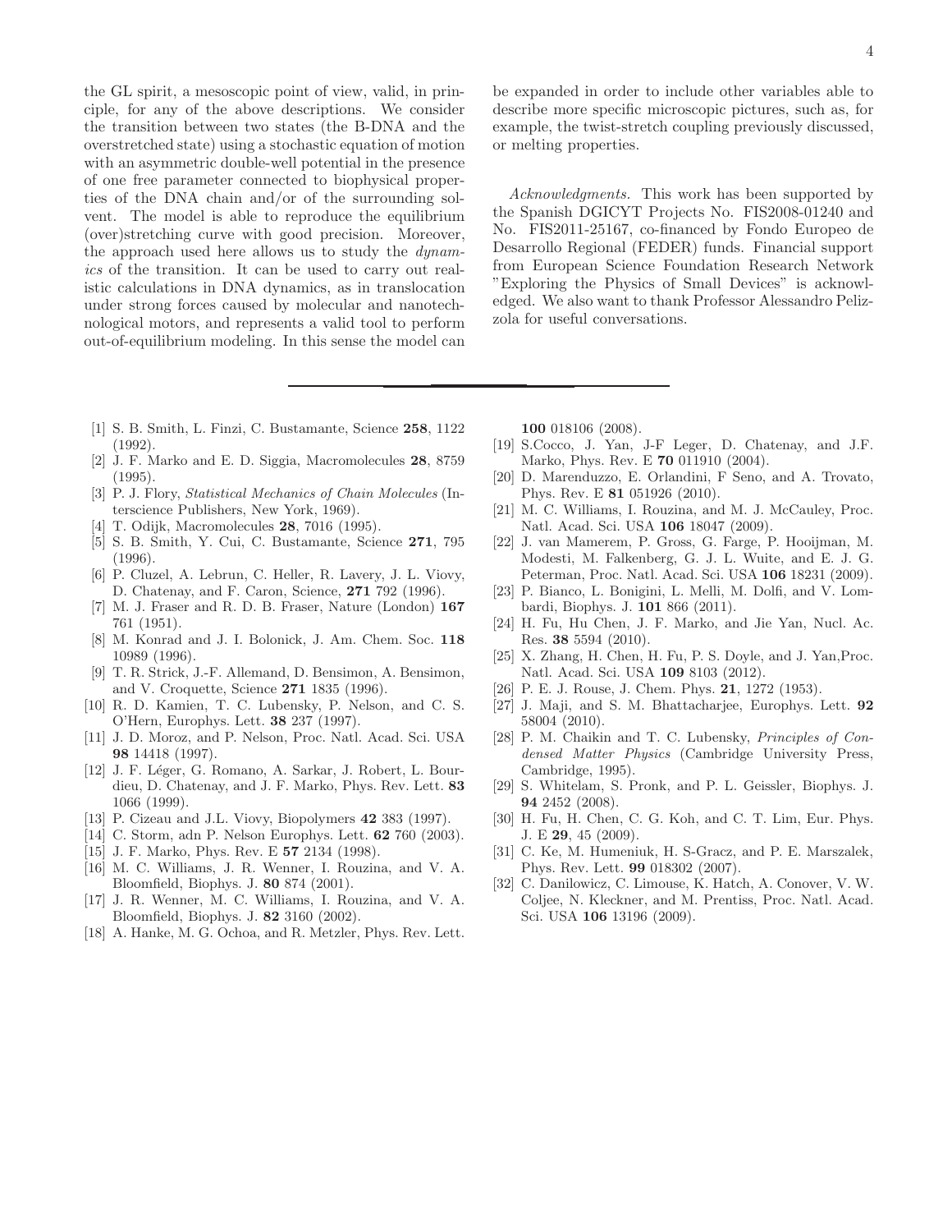the GL spirit, a mesoscopic point of view, valid, in principle, for any of the above descriptions. We consider the transition between two states (the B-DNA and the overstretched state) using a stochastic equation of motion with an asymmetric double-well potential in the presence of one free parameter connected to biophysical properties of the DNA chain and/or of the surrounding solvent. The model is able to reproduce the equilibrium (over)stretching curve with good precision. Moreover, the approach used here allows us to study the *dynamics* of the transition. It can be used to carry out realistic calculations in DNA dynamics, as in translocation under strong forces caused by molecular and nanotechnological motors, and represents a valid tool to perform out-of-equilibrium modeling. In this sense the model can be expanded in order to include other variables able to describe more specific microscopic pictures, such as, for example, the twist-stretch coupling previously discussed, or melting properties.

*Acknowledgments.* This work has been supported by the Spanish DGICYT Projects No. FIS2008-01240 and No. FIS2011-25167, co-financed by Fondo Europeo de Desarrollo Regional (FEDER) funds. Financial support from European Science Foundation Research Network "Exploring the Physics of Small Devices" is acknowledged. We also want to thank Professor Alessandro Pelizzola for useful conversations.

---

[1] S. B. Smith, L. Finzi, C. Bustamante, Science **258**, 1122 (1992).

[2] J. F. Marko and E. D. Siggia, Macromolecules **28**, 8759 (1995).

[3] P. J. Flory, *Statistical Mechanics of Chain Molecules* (Interscience Publishers, New York, 1969).

[4] T. Odijk, Macromolecules **28**, 7016 (1995).

[5] S. B. Smith, Y. Cui, C. Bustamante, Science **271**, 795 (1996).

[6] P. Cluzel, A. Lebrun, C. Heller, R. Lavery, J. L. Viovy, D. Chatenay, and F. Caron, Science, **271** 792 (1996).

[7] M. J. Fraser and R. D. B. Fraser, Nature (London) **167** 761 (1951).

[8] M. Konrad and J. I. Bolonick, J. Am. Chem. Soc. **118** 10989 (1996).

[9] T. R. Strick, J.-F. Allemand, D. Bensimon, A. Bensimon, and V. Croquette, Science **271** 1835 (1996).

[10] R. D. Kamien, T. C. Lubensky, P. Nelson, and C. S. O'Hern, Europhys. Lett. **38** 237 (1997).

[11] J. D. Moroz, and P. Nelson, Proc. Natl. Acad. Sci. USA **98** 14418 (1997).

[12] J. F. Léger, G. Romano, A. Sarkar, J. Robert, L. Bourdieu, D. Chatenay, and J. F. Marko, Phys. Rev. Lett. **83** 1066 (1999).

[13] P. Cizeau and J.L. Viovy, Biopolymers **42** 383 (1997).

[14] C. Storm, adn P. Nelson Europhys. Lett. **62** 760 (2003).

[15] J. F. Marko, Phys. Rev. E **57** 2134 (1998).

[16] M. C. Williams, J. R. Wenner, I. Rouzina, and V. A. Bloomfield, Biophys. J. **80** 874 (2001).

[17] J. R. Wenner, M. C. Williams, I. Rouzina, and V. A. Bloomfield, Biophys. J. **82** 3160 (2002).

[18] A. Hanke, M. G. Ochoa, and R. Metzler, Phys. Rev. Lett. **100** 018106 (2008).

[19] S.Cocco, J. Yan, J-F Leger, D. Chatenay, and J.F. Marko, Phys. Rev. E **70** 011910 (2004).

[20] D. Marenduzzo, E. Orlandini, F Seno, and A. Trovato, Phys. Rev. E **81** 051926 (2010).

[21] M. C. Williams, I. Rouzina, and M. J. McCauley, Proc. Natl. Acad. Sci. USA **106** 18047 (2009).

[22] J. van Mamerem, P. Gross, G. Farge, P. Hooijman, M. Modesti, M. Falkenberg, G. J. L. Wuite, and E. J. G. Peterman, Proc. Natl. Acad. Sci. USA **106** 18231 (2009).

[23] P. Bianco, L. Bonigini, L. Melli, M. Dolfi, and V. Lombardi, Biophys. J. **101** 866 (2011).

[24] H. Fu, Hu Chen, J. F. Marko, and Jie Yan, Nucl. Ac. Res. **38** 5594 (2010).

[25] X. Zhang, H. Chen, H. Fu, P. S. Doyle, and J. Yan,Proc. Natl. Acad. Sci. USA **109** 8103 (2012).

[26] P. E. J. Rouse, J. Chem. Phys. **21**, 1272 (1953).

[27] J. Maji, and S. M. Bhattacharjee, Europhys. Lett. **92** 58004 (2010).

[28] P. M. Chaikin and T. C. Lubensky, *Principles of Condensed Matter Physics* (Cambridge University Press, Cambridge, 1995).

[29] S. Whitelam, S. Pronk, and P. L. Geissler, Biophys. J. **94** 2452 (2008).

[30] H. Fu, H. Chen, C. G. Koh, and C. T. Lim, Eur. Phys. J. E **29**, 45 (2009).

[31] C. Ke, M. Humeniuk, H. S-Gracz, and P. E. Marszalek, Phys. Rev. Lett. **99** 018302 (2007).

[32] C. Danilowicz, C. Limouse, K. Hatch, A. Conover, V. W. Coljee, N. Kleckner, and M. Prentiss, Proc. Natl. Acad. Sci. USA **106** 13196 (2009).